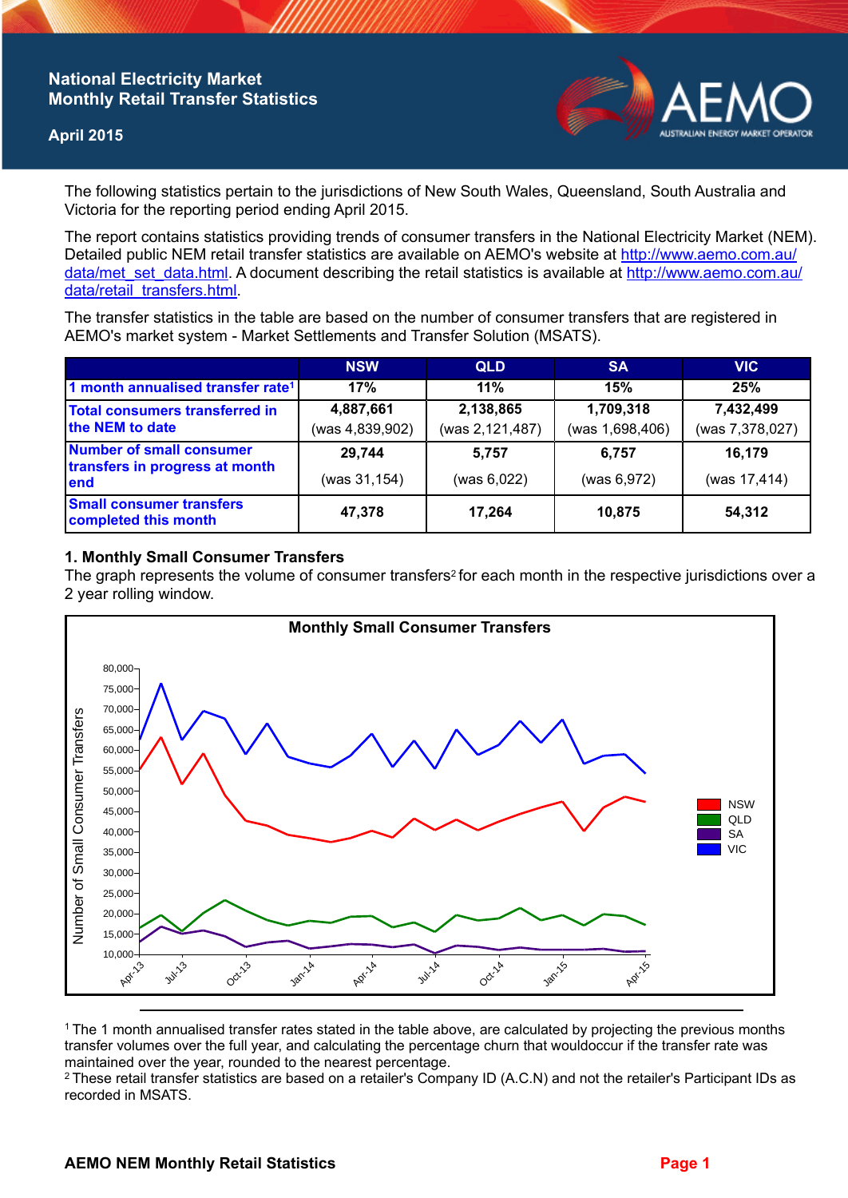# National Electricity Market Monthly Retail Transfer Statistics

**April 2015**

The following statistics pertain to the jurisdictions of New South Wales, Queensland, South Australia and Victoria for the reporting period ending April 2015.

The report contains statistics providing trends of consumer transfers in the National Electricity Market (NEM). Detailed public NEM retail transfer statistics are available on AEMO's website at http://www.aemo.com.au/data/met_set_data.html. A document describing the retail statistics is available at http://www.aemo.com.au/data/retail_transfers.html.

The transfer statistics in the table are based on the number of consumer transfers that are registered in AEMO's market system - Market Settlements and Transfer Solution (MSATS).

| | NSW | QLD | SA | VIC |
|---|---|---|---|---|
| 1 month annualised transfer rate[1] | 17% | 11% | 15% | 25% |
| Total consumers transferred in the NEM to date | 4,887,661 (was 4,839,902) | 2,138,865 (was 2,121,487) | 1,709,318 (was 1,698,406) | 7,432,499 (was 7,378,027) |
| Number of small consumer transfers in progress at month end | 29,744 (was 31,154) | 5,757 (was 6,022) | 6,757 (was 6,972) | 16,179 (was 17,414) |
| Small consumer transfers completed this month | 47,378 | 17,264 | 10,875 | 54,312 |

## 1. Monthly Small Consumer Transfers

The graph represents the volume of consumer transfers[2] for each month in the respective jurisdictions over a 2 year rolling window.

[1] The 1 month annualised transfer rates stated in the table above, are calculated by projecting the previous months transfer volumes over the full year, and calculating the percentage churn that wouldoccur if the transfer rate was maintained over the year, rounded to the nearest percentage.

[2] These retail transfer statistics are based on a retailer's Company ID (A.C.N) and not the retailer's Participant IDs as recorded in MSATS.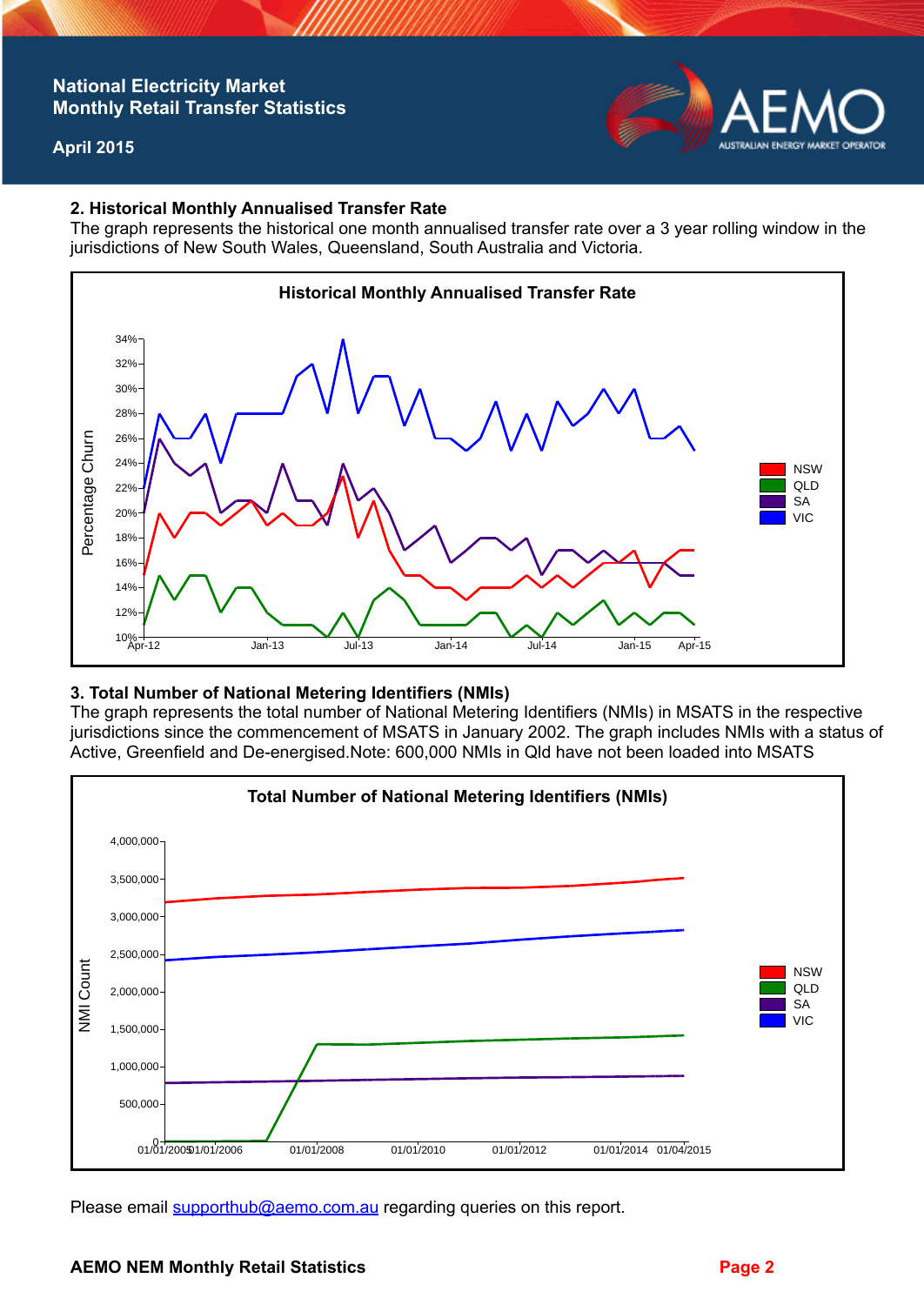## 2. Historical Monthly Annualised Transfer Rate

The graph represents the historical one month annualised transfer rate over a 3 year rolling window in the jurisdictions of New South Wales, Queensland, South Australia and Victoria.

Historical Monthly Annualised Transfer Rate

Percentage Churn

34%
32%
30%
28%
26%
24%
22%
20%
18%
16%
14%
12%
10%

Apr-12 Jan-13 Jul-13 Jan-14 Jul-14 Jan-15 Apr-15

NSW
QLD
SA
VIC

## 3. Total Number of National Metering Identifiers (NMIs)

The graph represents the total number of National Metering Identifiers (NMIs) in MSATS in the respective jurisdictions since the commencement of MSATS in January 2002. The graph includes NMIs with a status of Active, Greenfield and De-energised.Note: 600,000 NMIs in Qld have not been loaded into MSATS

Total Number of National Metering Identifiers (NMIs)

NMI Count

4,000,000
3,500,000
3,000,000
2,500,000
2,000,000
1,500,000
1,000,000
500,000
0

01/01/2005 01/01/2006 01/01/2008 01/01/2010 01/01/2012 01/01/2014 01/04/2015

NSW
QLD
SA
VIC

Please email supporthub@aemo.com.au regarding queries on this report.